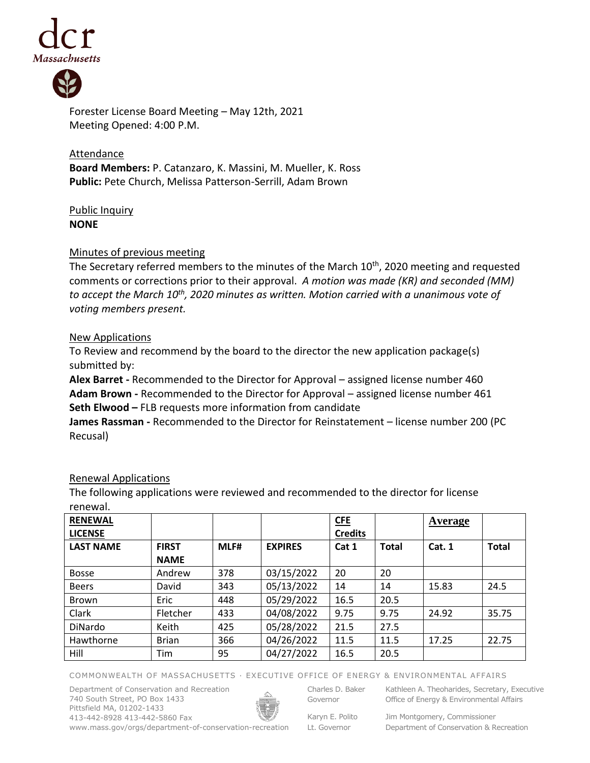Forester License Board Meeting – May 12th, 2021
Meeting Opened: 4:00 P.M.

## Attendance

**Board Members:** P. Catanzaro, K. Massini, M. Mueller, K. Ross
**Public:** Pete Church, Melissa Patterson-Serrill, Adam Brown

## Public Inquiry

**NONE**

## Minutes of previous meeting

The Secretary referred members to the minutes of the March 10th, 2020 meeting and requested comments or corrections prior to their approval. *A motion was made (KR) and seconded (MM) to accept the March 10th, 2020 minutes as written. Motion carried with a unanimous vote of voting members present.*

## New Applications

To Review and recommend by the board to the director the new application package(s) submitted by:

**Alex Barret -** Recommended to the Director for Approval – assigned license number 460
**Adam Brown -** Recommended to the Director for Approval – assigned license number 461
**Seth Elwood –** FLB requests more information from candidate
**James Rassman -** Recommended to the Director for Reinstatement – license number 200 (PC Recusal)

## Renewal Applications

The following applications were reviewed and recommended to the director for license renewal.

| RENEWAL LICENSE | | | | CFE Credits | | Average | |
|---|---|---|---|---|---|---|---|
| LAST NAME | FIRST NAME | MLF# | EXPIRES | Cat 1 | Total | Cat. 1 | Total |
| Bosse | Andrew | 378 | 03/15/2022 | 20 | 20 | | |
| Beers | David | 343 | 05/13/2022 | 14 | 14 | 15.83 | 24.5 |
| Brown | Eric | 448 | 05/29/2022 | 16.5 | 20.5 | | |
| Clark | Fletcher | 433 | 04/08/2022 | 9.75 | 9.75 | 24.92 | 35.75 |
| DiNardo | Keith | 425 | 05/28/2022 | 21.5 | 27.5 | | |
| Hawthorne | Brian | 366 | 04/26/2022 | 11.5 | 11.5 | 17.25 | 22.75 |
| Hill | Tim | 95 | 04/27/2022 | 16.5 | 20.5 | | |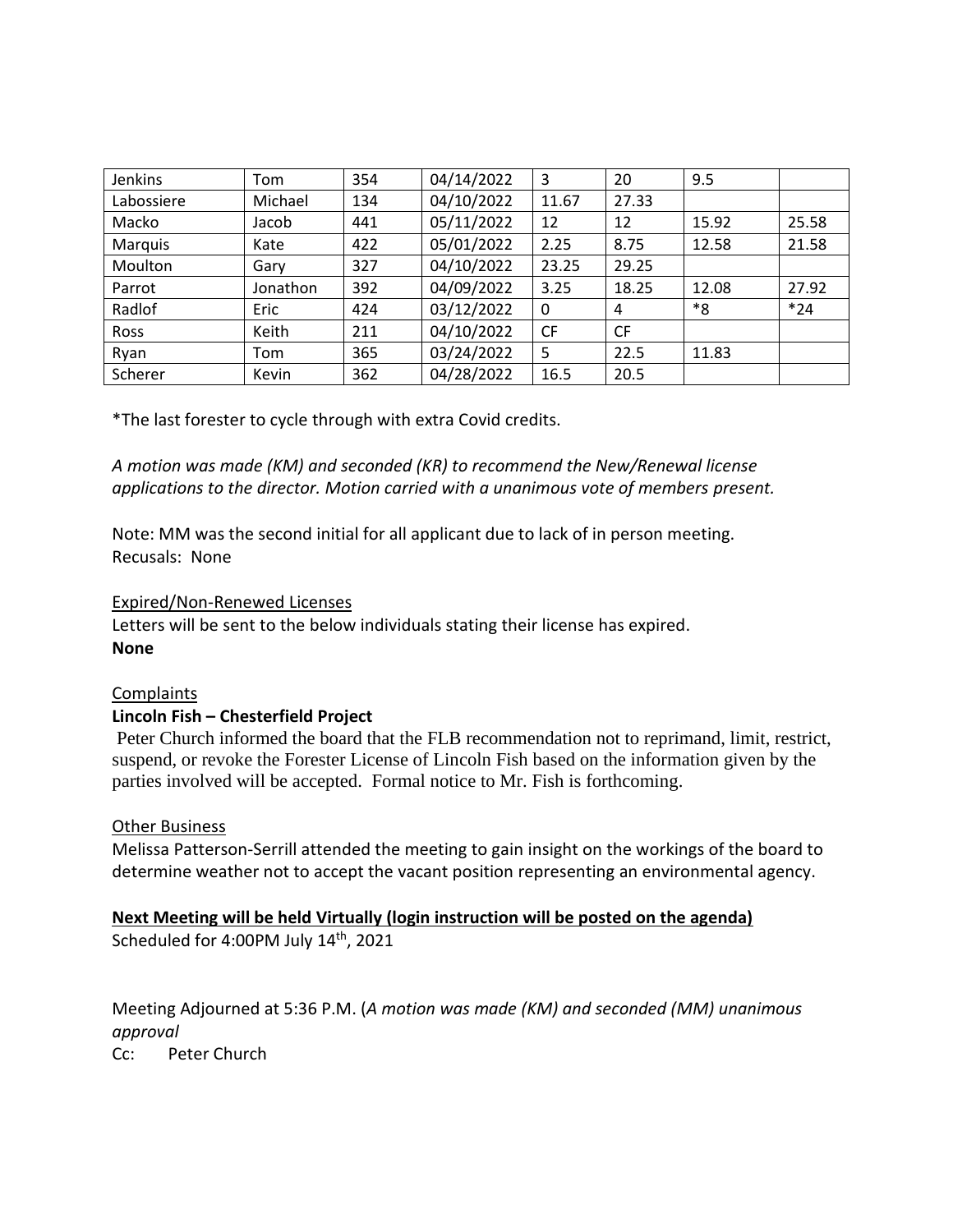| | | | | | | | |
|---|---|---|---|---|---|---|---|
| Jenkins | Tom | 354 | 04/14/2022 | 3 | 20 | 9.5 | |
| Labossiere | Michael | 134 | 04/10/2022 | 11.67 | 27.33 | | |
| Macko | Jacob | 441 | 05/11/2022 | 12 | 12 | 15.92 | 25.58 |
| Marquis | Kate | 422 | 05/01/2022 | 2.25 | 8.75 | 12.58 | 21.58 |
| Moulton | Gary | 327 | 04/10/2022 | 23.25 | 29.25 | | |
| Parrot | Jonathon | 392 | 04/09/2022 | 3.25 | 18.25 | 12.08 | 27.92 |
| Radlof | Eric | 424 | 03/12/2022 | 0 | 4 | *8 | *24 |
| Ross | Keith | 211 | 04/10/2022 | CF | CF | | |
| Ryan | Tom | 365 | 03/24/2022 | 5 | 22.5 | 11.83 | |
| Scherer | Kevin | 362 | 04/28/2022 | 16.5 | 20.5 | | |

*The last forester to cycle through with extra Covid credits.

*A motion was made (KM) and seconded (KR) to recommend the New/Renewal license applications to the director. Motion carried with a unanimous vote of members present.*

Note: MM was the second initial for all applicant due to lack of in person meeting.
Recusals: None

Expired/Non-Renewed Licenses

Letters will be sent to the below individuals stating their license has expired.
**None**

Complaints

**Lincoln Fish – Chesterfield Project**

Peter Church informed the board that the FLB recommendation not to reprimand, limit, restrict, suspend, or revoke the Forester License of Lincoln Fish based on the information given by the parties involved will be accepted. Formal notice to Mr. Fish is forthcoming.

Other Business

Melissa Patterson-Serrill attended the meeting to gain insight on the workings of the board to determine weather not to accept the vacant position representing an environmental agency.

**Next Meeting will be held Virtually (login instruction will be posted on the agenda)**
Scheduled for 4:00PM July 14th, 2021

Meeting Adjourned at 5:36 P.M. (*A motion was made (KM) and seconded (MM) unanimous approval*

Cc: Peter Church